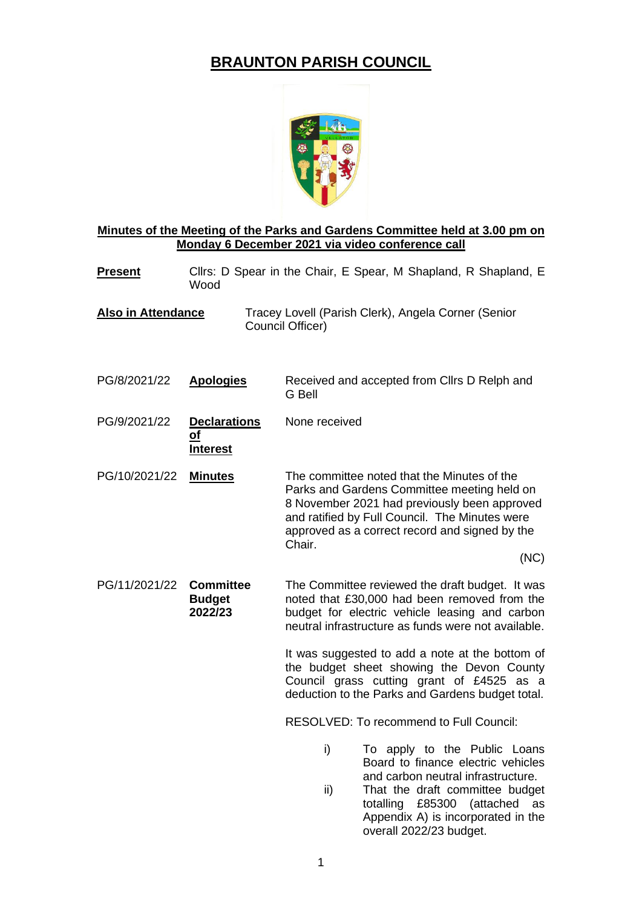# BRAUNTON PARISH COUNCIL

**Minutes of the Meeting of the Parks and Gardens Committee held at 3.00 pm on Monday 6 December 2021 via video conference call**

**Present** Cllrs: D Spear in the Chair, E Spear, M Shapland, R Shapland, E Wood

**Also in Attendance** Tracey Lovell (Parish Clerk), Angela Corner (Senior Council Officer)

PG/8/2021/22 **Apologies**

Received and accepted from Cllrs D Relph and G Bell

PG/9/2021/22 **Declarations of Interest**

None received

PG/10/2021/22 **Minutes**

The committee noted that the Minutes of the Parks and Gardens Committee meeting held on 8 November 2021 had previously been approved and ratified by Full Council. The Minutes were approved as a correct record and signed by the Chair.

(NC)

PG/11/2021/22 **Committee Budget 2022/23**

The Committee reviewed the draft budget. It was noted that £30,000 had been removed from the budget for electric vehicle leasing and carbon neutral infrastructure as funds were not available.

It was suggested to add a note at the bottom of the budget sheet showing the Devon County Council grass cutting grant of £4525 as a deduction to the Parks and Gardens budget total.

RESOLVED: To recommend to Full Council:

i) To apply to the Public Loans Board to finance electric vehicles and carbon neutral infrastructure.

ii) That the draft committee budget totalling £85300 (attached as Appendix A) is incorporated in the overall 2022/23 budget.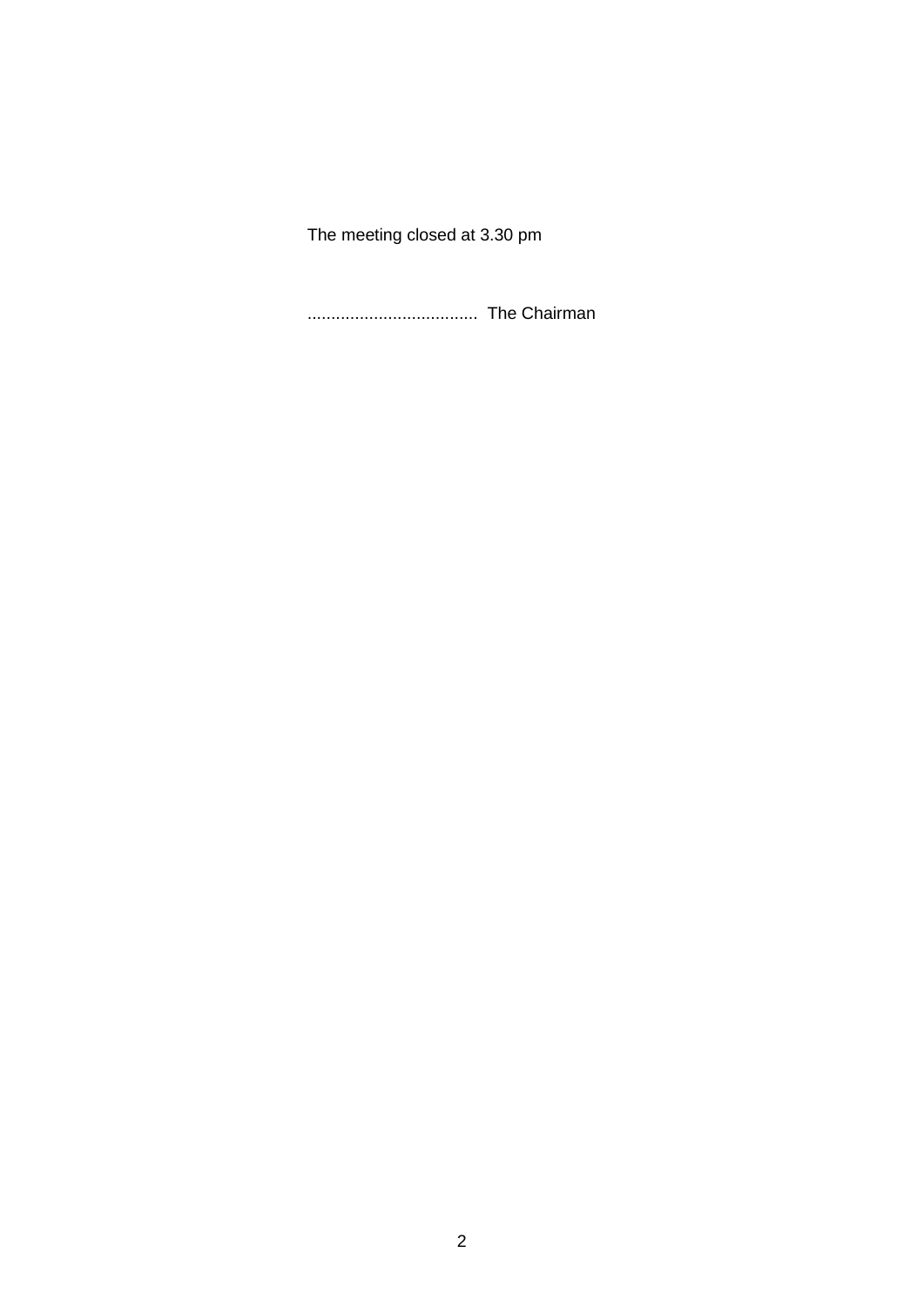The meeting closed at 3.30 pm

.................................... The Chairman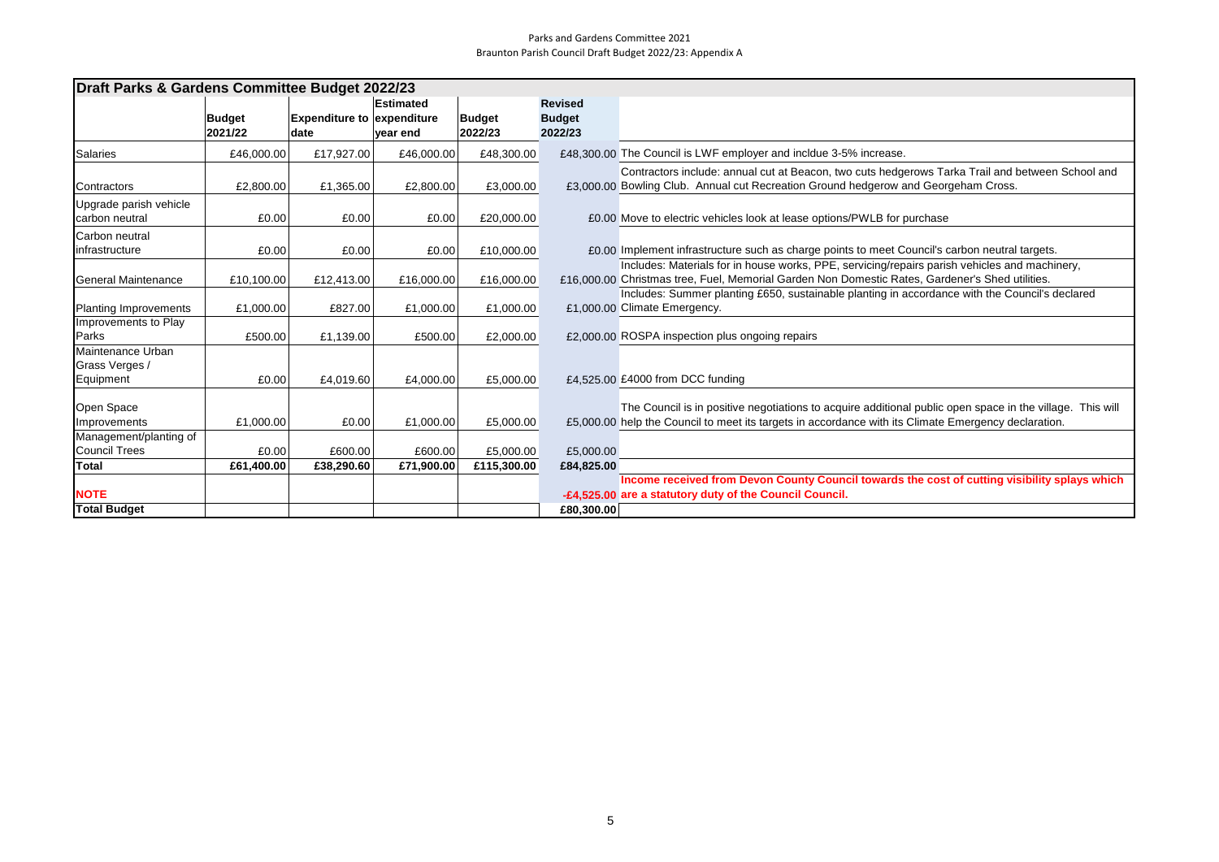Parks and Gardens Committee 2021
Braunton Parish Council Draft Budget 2022/23: Appendix A

| Draft Parks & Gardens Committee Budget 2022/23 | | | | | | |
|---|---|---|---|---|---|---|
| | Budget 2021/22 | Expenditure to date | Estimated expenditure year end | Budget 2022/23 | Revised Budget 2022/23 | |
| Salaries | £46,000.00 | £17,927.00 | £46,000.00 | £48,300.00 | £48,300.00 | The Council is LWF employer and incldue 3-5% increase. |
| Contractors | £2,800.00 | £1,365.00 | £2,800.00 | £3,000.00 | £3,000.00 | Contractors include: annual cut at Beacon, two cuts hedgerows Tarka Trail and between School and Bowling Club. Annual cut Recreation Ground hedgerow and Georgeham Cross. |
| Upgrade parish vehicle carbon neutral | £0.00 | £0.00 | £0.00 | £20,000.00 | £0.00 | Move to electric vehicles look at lease options/PWLB for purchase |
| Carbon neutral infrastructure | £0.00 | £0.00 | £0.00 | £10,000.00 | £0.00 | Implement infrastructure such as charge points to meet Council's carbon neutral targets. |
| General Maintenance | £10,100.00 | £12,413.00 | £16,000.00 | £16,000.00 | £16,000.00 | Includes: Materials for in house works, PPE, servicing/repairs parish vehicles and machinery, Christmas tree, Fuel, Memorial Garden Non Domestic Rates, Gardener's Shed utilities. |
| Planting Improvements | £1,000.00 | £827.00 | £1,000.00 | £1,000.00 | £1,000.00 | Includes: Summer planting £650, sustainable planting in accordance with the Council's declared Climate Emergency. |
| Improvements to Play Parks | £500.00 | £1,139.00 | £500.00 | £2,000.00 | £2,000.00 | ROSPA inspection plus ongoing repairs |
| Maintenance Urban Grass Verges / Equipment | £0.00 | £4,019.60 | £4,000.00 | £5,000.00 | £4,525.00 | £4000 from DCC funding |
| Open Space Improvements | £1,000.00 | £0.00 | £1,000.00 | £5,000.00 | £5,000.00 | The Council is in positive negotiations to acquire additional public open space in the village. This will help the Council to meet its targets in accordance with its Climate Emergency declaration. |
| Management/planting of Council Trees | £0.00 | £600.00 | £600.00 | £5,000.00 | £5,000.00 | |
| **Total** | **£61,400.00** | **£38,290.60** | **£71,900.00** | **£115,300.00** | **£84,825.00** | |
| **NOTE** | | | | | **-£4,525.00** | **Income received from Devon County Council towards the cost of cutting visibility splays which are a statutory duty of the Council Council.** |
| **Total Budget** | | | | | **£80,300.00** | |